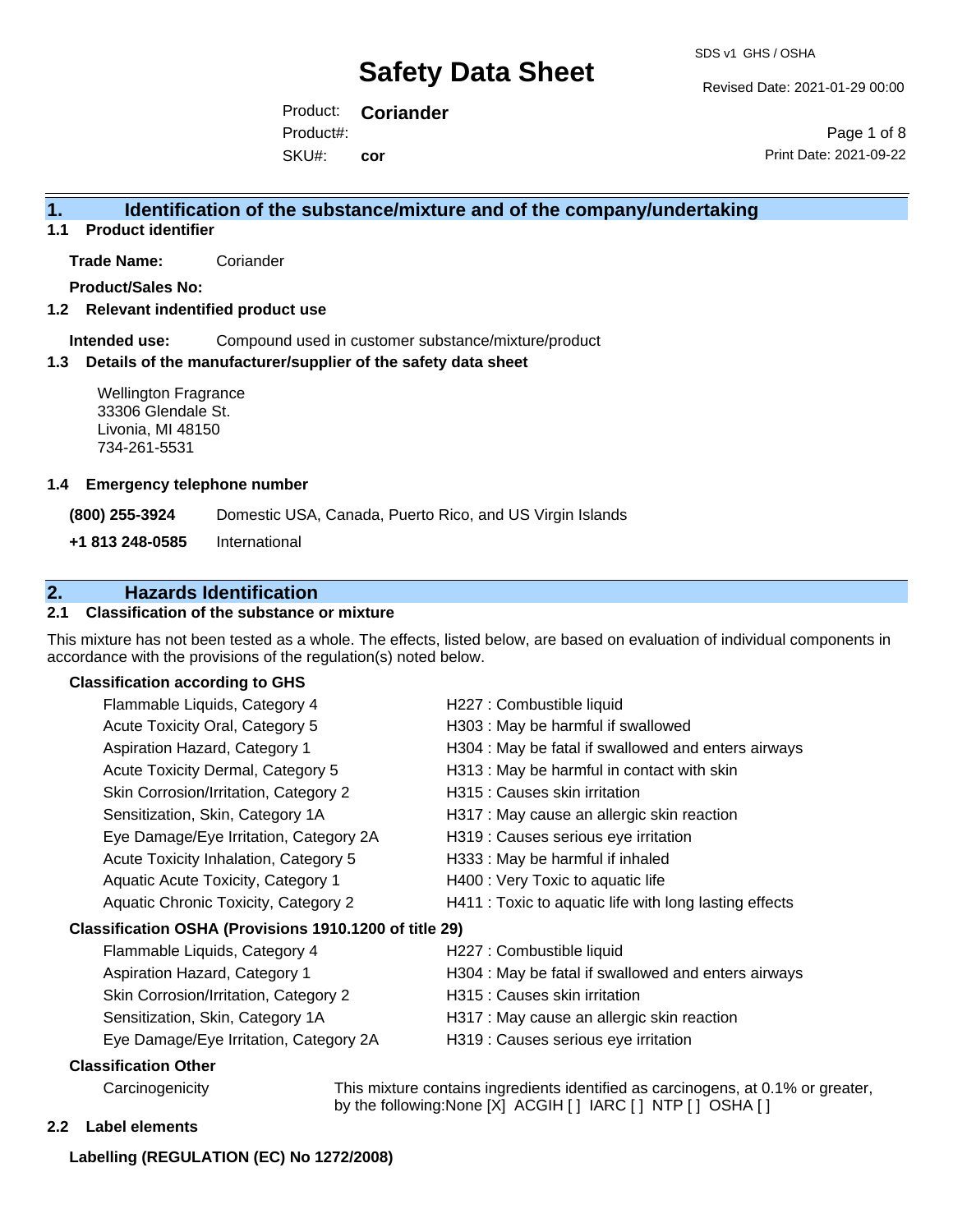# Safety Data Sheet

SDS v1 GHS / OSHA

Revised Date: 2021-01-29 00:00

Product: **Coriander**

Product#:

SKU#: **cor**

Print Date: 2021-09-22

## 1. Identification of the substance/mixture and of the company/undertaking

### 1.1 Product identifier

**Trade Name:** Coriander

**Product/Sales No:**

### 1.2 Relevant identified product use

**Intended use:** Compound used in customer substance/mixture/product

### 1.3 Details of the manufacturer/supplier of the safety data sheet

Wellington Fragrance
33306 Glendale St.
Livonia, MI 48150
734-261-5531

### 1.4 Emergency telephone number

**(800) 255-3924** Domestic USA, Canada, Puerto Rico, and US Virgin Islands

**+1 813 248-0585** International

## 2. Hazards Identification

### 2.1 Classification of the substance or mixture

This mixture has not been tested as a whole. The effects, listed below, are based on evaluation of individual components in accordance with the provisions of the regulation(s) noted below.

**Classification according to GHS**

| | |
|---|---|
| Flammable Liquids, Category 4 | H227 : Combustible liquid |
| Acute Toxicity Oral, Category 5 | H303 : May be harmful if swallowed |
| Aspiration Hazard, Category 1 | H304 : May be fatal if swallowed and enters airways |
| Acute Toxicity Dermal, Category 5 | H313 : May be harmful in contact with skin |
| Skin Corrosion/Irritation, Category 2 | H315 : Causes skin irritation |
| Sensitization, Skin, Category 1A | H317 : May cause an allergic skin reaction |
| Eye Damage/Eye Irritation, Category 2A | H319 : Causes serious eye irritation |
| Acute Toxicity Inhalation, Category 5 | H333 : May be harmful if inhaled |
| Aquatic Acute Toxicity, Category 1 | H400 : Very Toxic to aquatic life |
| Aquatic Chronic Toxicity, Category 2 | H411 : Toxic to aquatic life with long lasting effects |

**Classification OSHA (Provisions 1910.1200 of title 29)**

| | |
|---|---|
| Flammable Liquids, Category 4 | H227 : Combustible liquid |
| Aspiration Hazard, Category 1 | H304 : May be fatal if swallowed and enters airways |
| Skin Corrosion/Irritation, Category 2 | H315 : Causes skin irritation |
| Sensitization, Skin, Category 1A | H317 : May cause an allergic skin reaction |
| Eye Damage/Eye Irritation, Category 2A | H319 : Causes serious eye irritation |

**Classification Other**

Carcinogenicity: This mixture contains ingredients identified as carcinogens, at 0.1% or greater, by the following:None [X] ACGIH [ ] IARC [ ] NTP [ ] OSHA [ ]

### 2.2 Label elements

**Labelling (REGULATION (EC) No 1272/2008)**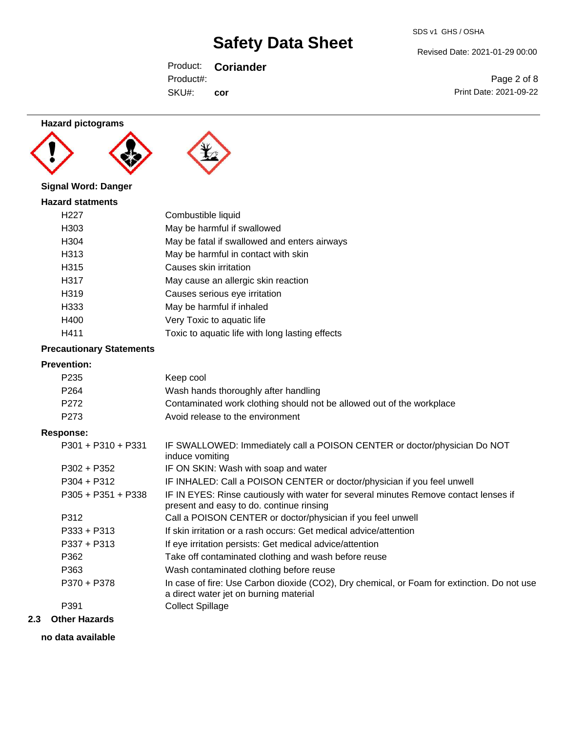**Hazard pictograms**

**Signal Word: Danger**

**Hazard statments**

| | |
|---|---|
| H227 | Combustible liquid |
| H303 | May be harmful if swallowed |
| H304 | May be fatal if swallowed and enters airways |
| H313 | May be harmful in contact with skin |
| H315 | Causes skin irritation |
| H317 | May cause an allergic skin reaction |
| H319 | Causes serious eye irritation |
| H333 | May be harmful if inhaled |
| H400 | Very Toxic to aquatic life |
| H411 | Toxic to aquatic life with long lasting effects |

**Precautionary Statements**

**Prevention:**

| | |
|---|---|
| P235 | Keep cool |
| P264 | Wash hands thoroughly after handling |
| P272 | Contaminated work clothing should not be allowed out of the workplace |
| P273 | Avoid release to the environment |

**Response:**

| | |
|---|---|
| P301 + P310 + P331 | IF SWALLOWED: Immediately call a POISON CENTER or doctor/physician Do NOT induce vomiting |
| P302 + P352 | IF ON SKIN: Wash with soap and water |
| P304 + P312 | IF INHALED: Call a POISON CENTER or doctor/physician if you feel unwell |
| P305 + P351 + P338 | IF IN EYES: Rinse cautiously with water for several minutes Remove contact lenses if present and easy to do. continue rinsing |
| P312 | Call a POISON CENTER or doctor/physician if you feel unwell |
| P333 + P313 | If skin irritation or a rash occurs: Get medical advice/attention |
| P337 + P313 | If eye irritation persists: Get medical advice/attention |
| P362 | Take off contaminated clothing and wash before reuse |
| P363 | Wash contaminated clothing before reuse |
| P370 + P378 | In case of fire: Use Carbon dioxide ($CO_2$), Dry chemical, or Foam for extinction. Do not use a direct water jet on burning material |
| P391 | Collect Spillage |

## 2.3 Other Hazards

**no data available**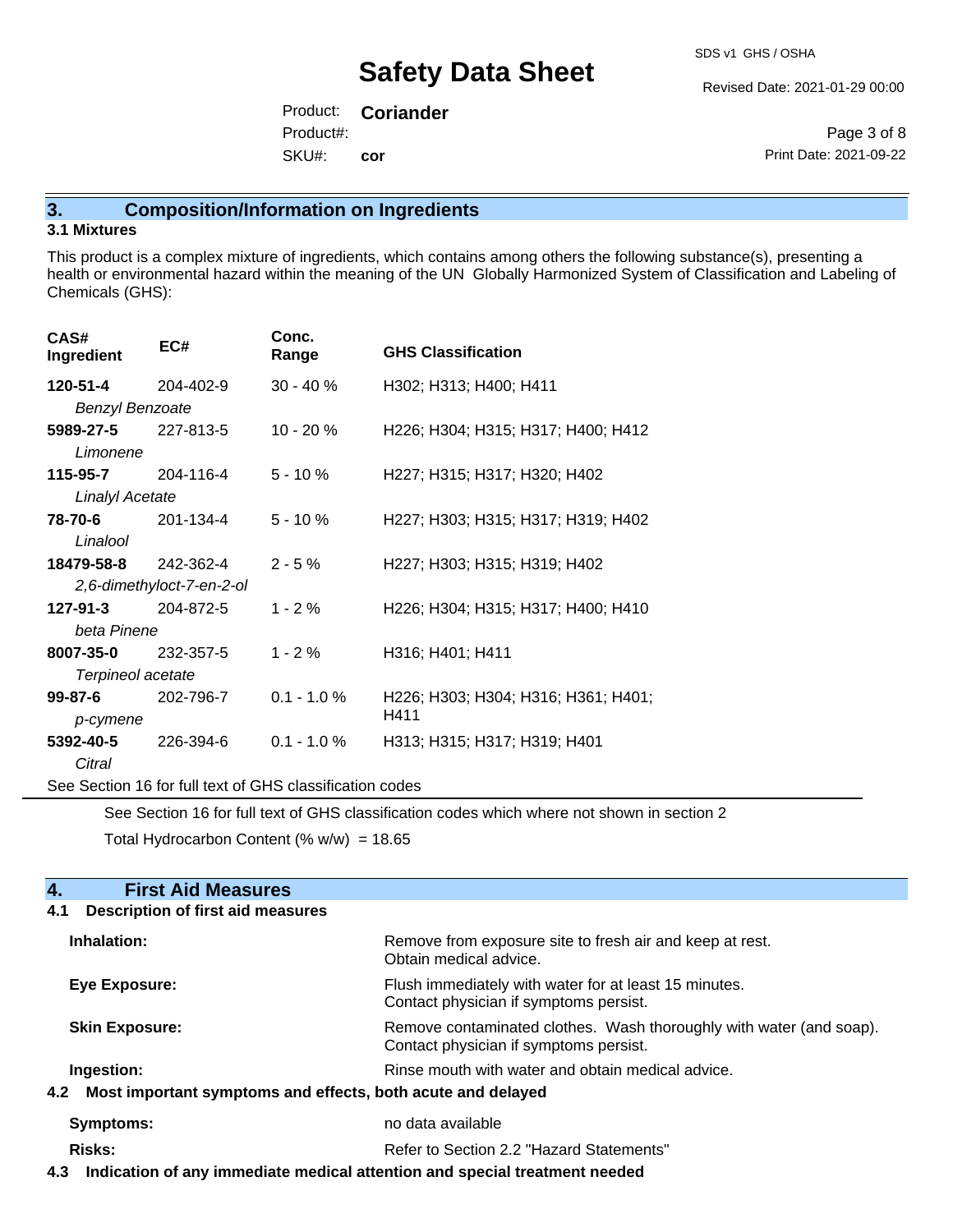## 3. Composition/Information on Ingredients

### 3.1 Mixtures

This product is a complex mixture of ingredients, which contains among others the following substance(s), presenting a health or environmental hazard within the meaning of the UN Globally Harmonized System of Classification and Labeling of Chemicals (GHS):

| CAS# Ingredient | EC# | Conc. Range | GHS Classification |
|---|---|---|---|
| **120-51-4** *Benzyl Benzoate* | 204-402-9 | 30 - 40 % | H302; H313; H400; H411 |
| **5989-27-5** *Limonene* | 227-813-5 | 10 - 20 % | H226; H304; H315; H317; H400; H412 |
| **115-95-7** *Linalyl Acetate* | 204-116-4 | 5 - 10 % | H227; H315; H317; H320; H402 |
| **78-70-6** *Linalool* | 201-134-4 | 5 - 10 % | H227; H303; H315; H317; H319; H402 |
| **18479-58-8** *2,6-dimethyloct-7-en-2-ol* | 242-362-4 | 2 - 5 % | H227; H303; H315; H319; H402 |
| **127-91-3** *beta Pinene* | 204-872-5 | 1 - 2 % | H226; H304; H315; H317; H400; H410 |
| **8007-35-0** *Terpineol acetate* | 232-357-5 | 1 - 2 % | H316; H401; H411 |
| **99-87-6** *p-cymene* | 202-796-7 | 0.1 - 1.0 % | H226; H303; H304; H316; H361; H401; H411 |
| **5392-40-5** *Citral* | 226-394-6 | 0.1 - 1.0 % | H313; H315; H317; H319; H401 |

See Section 16 for full text of GHS classification codes

See Section 16 for full text of GHS classification codes which where not shown in section 2

Total Hydrocarbon Content (% w/w) = 18.65

## 4. First Aid Measures

### 4.1 Description of first aid measures

**Inhalation:** Remove from exposure site to fresh air and keep at rest. Obtain medical advice.

**Eye Exposure:** Flush immediately with water for at least 15 minutes. Contact physician if symptoms persist.

**Skin Exposure:** Remove contaminated clothes. Wash thoroughly with water (and soap). Contact physician if symptoms persist.

**Ingestion:** Rinse mouth with water and obtain medical advice.

### 4.2 Most important symptoms and effects, both acute and delayed

**Symptoms:** no data available

**Risks:** Refer to Section 2.2 "Hazard Statements"

### 4.3 Indication of any immediate medical attention and special treatment needed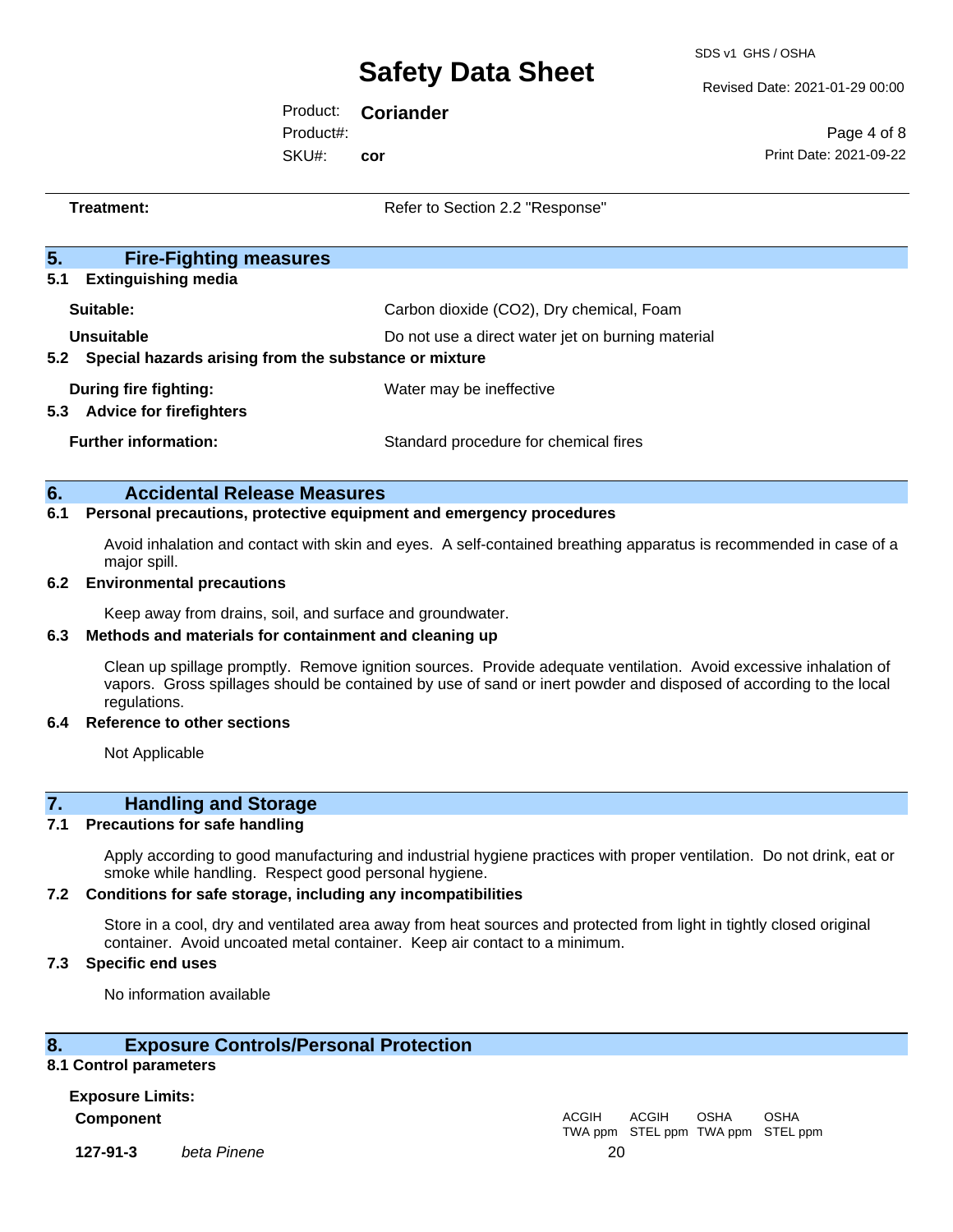| | |
|---|---|
| **Treatment:** | Refer to Section 2.2 "Response" |

## 5. Fire-Fighting measures

### 5.1 Extinguishing media

| | |
|---|---|
| **Suitable:** | Carbon dioxide ($CO_2$), Dry chemical, Foam |
| **Unsuitable** | Do not use a direct water jet on burning material |

### 5.2 Special hazards arising from the substance or mixture

| | |
|---|---|
| **During fire fighting:** | Water may be ineffective |

### 5.3 Advice for firefighters

| | |
|---|---|
| **Further information:** | Standard procedure for chemical fires |

## 6. Accidental Release Measures

### 6.1 Personal precautions, protective equipment and emergency procedures

Avoid inhalation and contact with skin and eyes. A self-contained breathing apparatus is recommended in case of a major spill.

### 6.2 Environmental precautions

Keep away from drains, soil, and surface and groundwater.

### 6.3 Methods and materials for containment and cleaning up

Clean up spillage promptly. Remove ignition sources. Provide adequate ventilation. Avoid excessive inhalation of vapors. Gross spillages should be contained by use of sand or inert powder and disposed of according to the local regulations.

### 6.4 Reference to other sections

Not Applicable

## 7. Handling and Storage

### 7.1 Precautions for safe handling

Apply according to good manufacturing and industrial hygiene practices with proper ventilation. Do not drink, eat or smoke while handling. Respect good personal hygiene.

### 7.2 Conditions for safe storage, including any incompatibilities

Store in a cool, dry and ventilated area away from heat sources and protected from light in tightly closed original container. Avoid uncoated metal container. Keep air contact to a minimum.

### 7.3 Specific end uses

No information available

## 8. Exposure Controls/Personal Protection

### 8.1 Control parameters

**Exposure Limits:**

| **Component** | | ACGIH TWA ppm | ACGIH STEL ppm | OSHA TWA ppm | OSHA STEL ppm |
|---|---|---|---|---|---|
| **127-91-3** | *beta Pinene* | 20 | | | |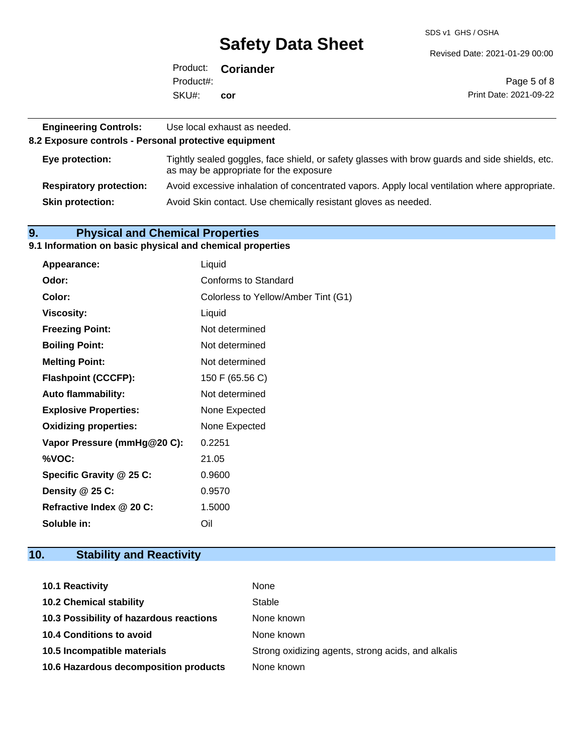**Engineering Controls:** Use local exhaust as needed.

**8.2 Exposure controls - Personal protective equipment**

| | |
|---|---|
| **Eye protection:** | Tightly sealed goggles, face shield, or safety glasses with brow guards and side shields, etc. as may be appropriate for the exposure |
| **Respiratory protection:** | Avoid excessive inhalation of concentrated vapors. Apply local ventilation where appropriate. |
| **Skin protection:** | Avoid Skin contact. Use chemically resistant gloves as needed. |

## 9. Physical and Chemical Properties

**9.1 Information on basic physical and chemical properties**

| | |
|---|---|
| **Appearance:** | Liquid |
| **Odor:** | Conforms to Standard |
| **Color:** | Colorless to Yellow/Amber Tint (G1) |
| **Viscosity:** | Liquid |
| **Freezing Point:** | Not determined |
| **Boiling Point:** | Not determined |
| **Melting Point:** | Not determined |
| **Flashpoint (CCCFP):** | 150 F (65.56 C) |
| **Auto flammability:** | Not determined |
| **Explosive Properties:** | None Expected |
| **Oxidizing properties:** | None Expected |
| **Vapor Pressure (mmHg@20 C):** | 0.2251 |
| **%VOC:** | 21.05 |
| **Specific Gravity @ 25 C:** | 0.9600 |
| **Density @ 25 C:** | 0.9570 |
| **Refractive Index @ 20 C:** | 1.5000 |
| **Soluble in:** | Oil |

## 10. Stability and Reactivity

| | |
|---|---|
| **10.1 Reactivity** | None |
| **10.2 Chemical stability** | Stable |
| **10.3 Possibility of hazardous reactions** | None known |
| **10.4 Conditions to avoid** | None known |
| **10.5 Incompatible materials** | Strong oxidizing agents, strong acids, and alkalis |
| **10.6 Hazardous decomposition products** | None known |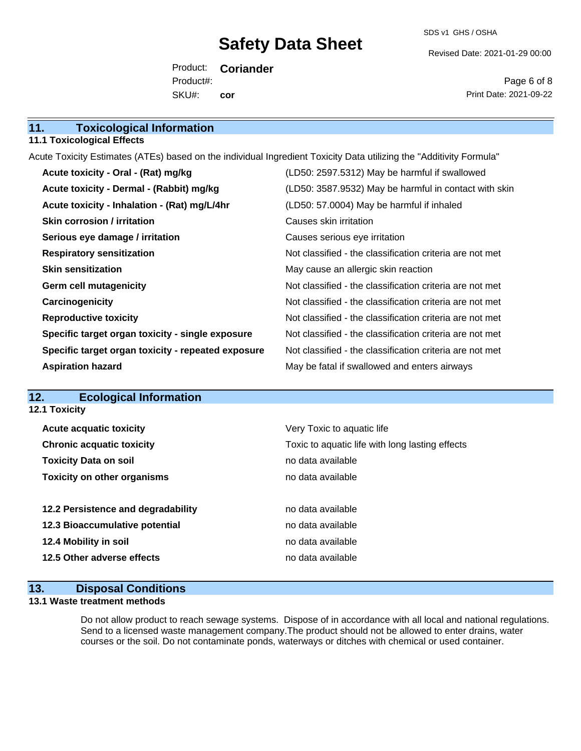## 11. Toxicological Information

### 11.1 Toxicological Effects

Acute Toxicity Estimates (ATEs) based on the individual Ingredient Toxicity Data utilizing the "Additivity Formula"

| | |
|---|---|
| **Acute toxicity - Oral - (Rat) mg/kg** | (LD50: 2597.5312) May be harmful if swallowed |
| **Acute toxicity - Dermal - (Rabbit) mg/kg** | (LD50: 3587.9532) May be harmful in contact with skin |
| **Acute toxicity - Inhalation - (Rat) mg/L/4hr** | (LD50: 57.0004) May be harmful if inhaled |
| **Skin corrosion / irritation** | Causes skin irritation |
| **Serious eye damage / irritation** | Causes serious eye irritation |
| **Respiratory sensitization** | Not classified - the classification criteria are not met |
| **Skin sensitization** | May cause an allergic skin reaction |
| **Germ cell mutagenicity** | Not classified - the classification criteria are not met |
| **Carcinogenicity** | Not classified - the classification criteria are not met |
| **Reproductive toxicity** | Not classified - the classification criteria are not met |
| **Specific target organ toxicity - single exposure** | Not classified - the classification criteria are not met |
| **Specific target organ toxicity - repeated exposure** | Not classified - the classification criteria are not met |
| **Aspiration hazard** | May be fatal if swallowed and enters airways |

## 12. Ecological Information

### 12.1 Toxicity

| | |
|---|---|
| **Acute acquatic toxicity** | Very Toxic to aquatic life |
| **Chronic acquatic toxicity** | Toxic to aquatic life with long lasting effects |
| **Toxicity Data on soil** | no data available |
| **Toxicity on other organisms** | no data available |

| | |
|---|---|
| **12.2 Persistence and degradability** | no data available |
| **12.3 Bioaccumulative potential** | no data available |
| **12.4 Mobility in soil** | no data available |
| **12.5 Other adverse effects** | no data available |

## 13. Disposal Conditions

### 13.1 Waste treatment methods

Do not allow product to reach sewage systems. Dispose of in accordance with all local and national regulations. Send to a licensed waste management company.The product should not be allowed to enter drains, water courses or the soil. Do not contaminate ponds, waterways or ditches with chemical or used container.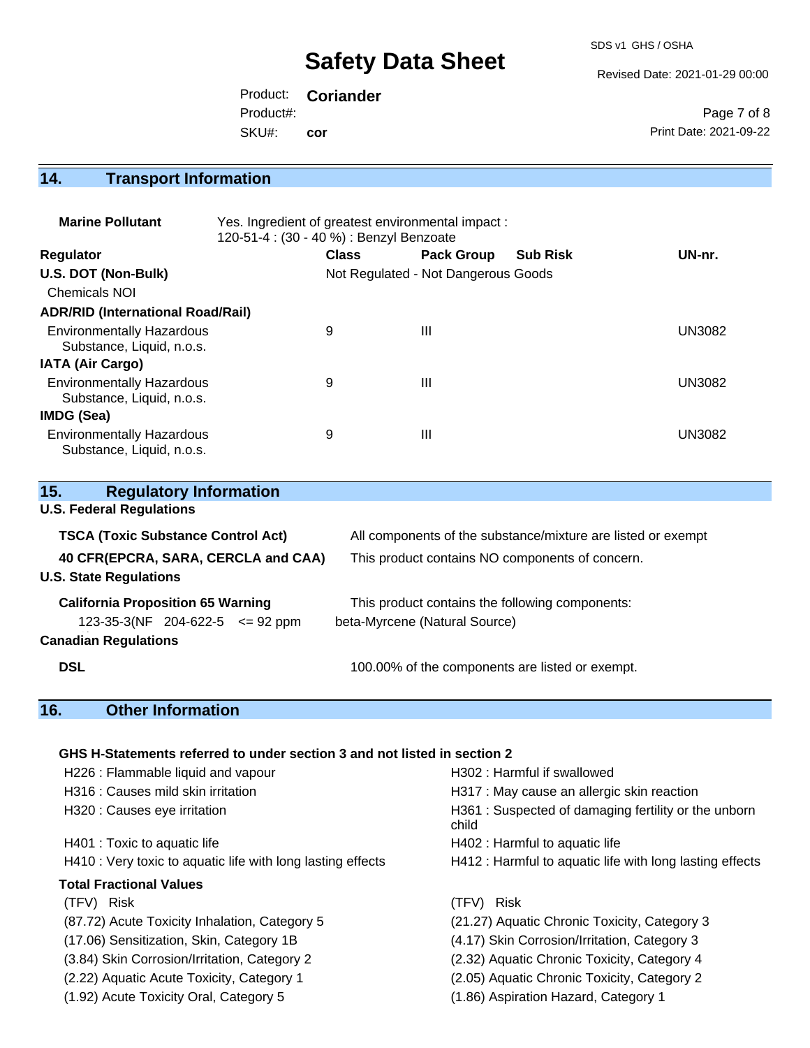## 14. Transport Information

**Marine Pollutant** Yes. Ingredient of greatest environmental impact : 120-51-4 : (30 - 40 %) : Benzyl Benzoate

| Regulator | Class | Pack Group | Sub Risk | UN-nr. |
|---|---|---|---|---|
| **U.S. DOT (Non-Bulk)** | Not Regulated - Not Dangerous Goods | | | |
| Chemicals NOI | | | | |
| **ADR/RID (International Road/Rail)** | | | | |
| Environmentally Hazardous Substance, Liquid, n.o.s. | 9 | III | | UN3082 |
| **IATA (Air Cargo)** | | | | |
| Environmentally Hazardous Substance, Liquid, n.o.s. | 9 | III | | UN3082 |
| **IMDG (Sea)** | | | | |
| Environmentally Hazardous Substance, Liquid, n.o.s. | 9 | III | | UN3082 |

## 15. Regulatory Information

**U.S. Federal Regulations**

**TSCA (Toxic Substance Control Act)** All components of the substance/mixture are listed or exempt

**40 CFR(EPCRA, SARA, CERCLA and CAA)** This product contains NO components of concern.

**U.S. State Regulations**

**California Proposition 65 Warning** This product contains the following components:

123-35-3(NF 204-622-5 <= 92 ppm beta-Myrcene (Natural Source)

**Canadian Regulations**

**DSL** 100.00% of the components are listed or exempt.

## 16. Other Information

**GHS H-Statements referred to under section 3 and not listed in section 2**

H226 : Flammable liquid and vapour
H302 : Harmful if swallowed
H316 : Causes mild skin irritation
H317 : May cause an allergic skin reaction
H320 : Causes eye irritation
H361 : Suspected of damaging fertility or the unborn child
H401 : Toxic to aquatic life
H402 : Harmful to aquatic life
H410 : Very toxic to aquatic life with long lasting effects
H412 : Harmful to aquatic life with long lasting effects

**Total Fractional Values**

| (TFV) Risk | (TFV) Risk |
|---|---|
| (87.72) Acute Toxicity Inhalation, Category 5 | (21.27) Aquatic Chronic Toxicity, Category 3 |
| (17.06) Sensitization, Skin, Category 1B | (4.17) Skin Corrosion/Irritation, Category 3 |
| (3.84) Skin Corrosion/Irritation, Category 2 | (2.32) Aquatic Chronic Toxicity, Category 4 |
| (2.22) Aquatic Acute Toxicity, Category 1 | (2.05) Aquatic Chronic Toxicity, Category 2 |
| (1.92) Acute Toxicity Oral, Category 5 | (1.86) Aspiration Hazard, Category 1 |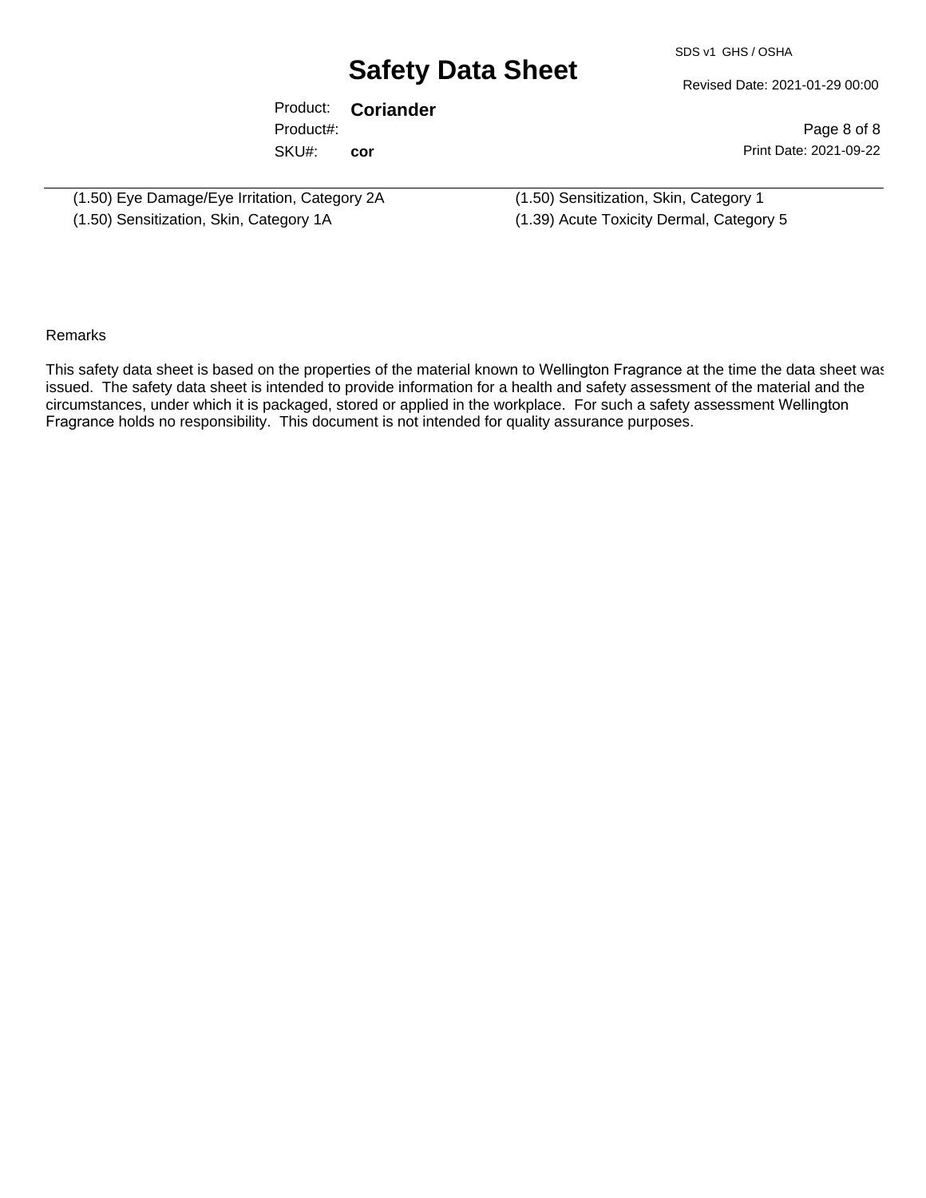| | |
|---|---|
| (1.50) Eye Damage/Eye Irritation, Category 2A | (1.50) Sensitization, Skin, Category 1 |
| (1.50) Sensitization, Skin, Category 1A | (1.39) Acute Toxicity Dermal, Category 5 |

Remarks

This safety data sheet is based on the properties of the material known to Wellington Fragrance at the time the data sheet was issued. The safety data sheet is intended to provide information for a health and safety assessment of the material and the circumstances, under which it is packaged, stored or applied in the workplace. For such a safety assessment Wellington Fragrance holds no responsibility. This document is not intended for quality assurance purposes.